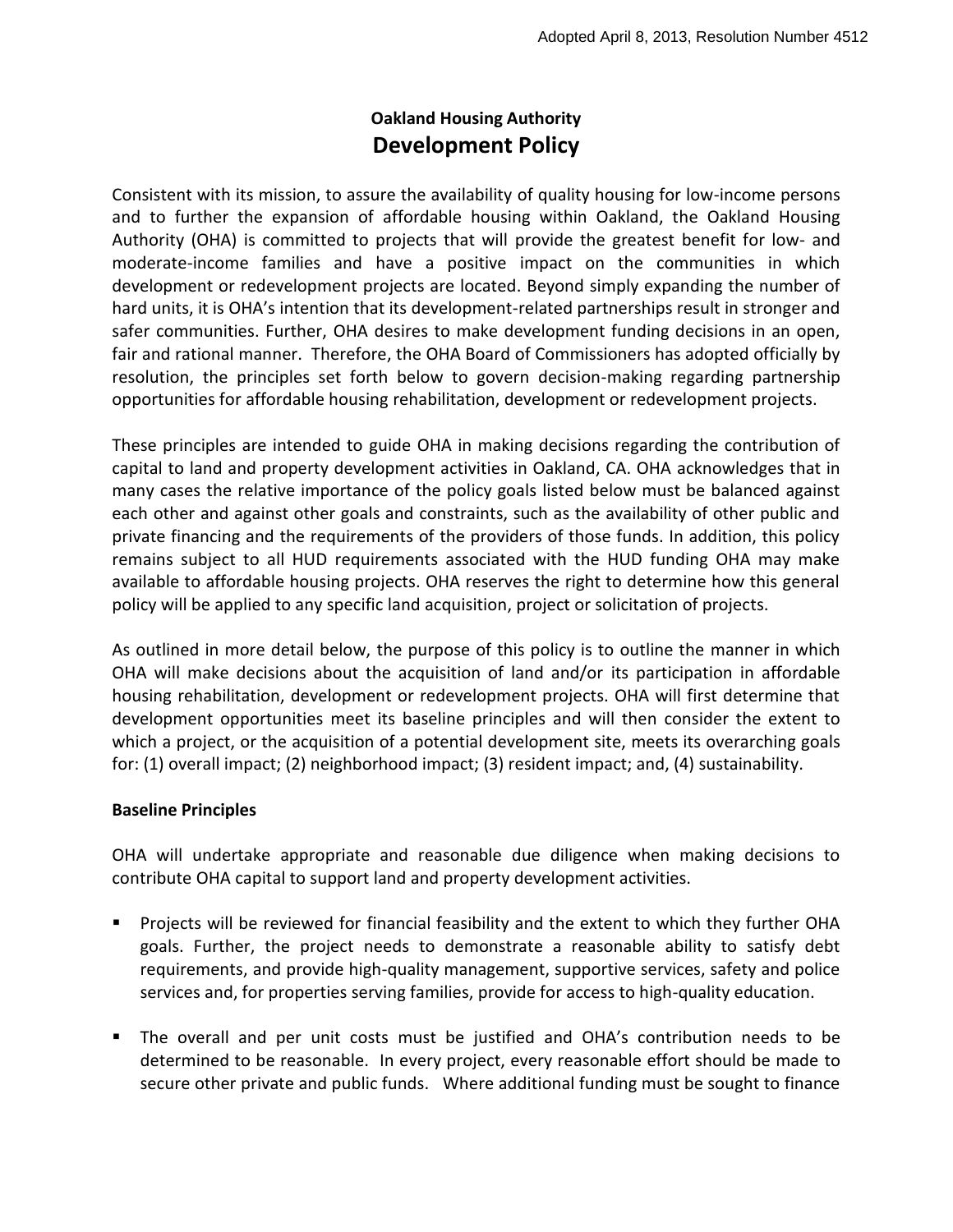Adopted April 8, 2013, Resolution Number 4512

# Oakland Housing Authority
## Development Policy

Consistent with its mission, to assure the availability of quality housing for low-income persons and to further the expansion of affordable housing within Oakland, the Oakland Housing Authority (OHA) is committed to projects that will provide the greatest benefit for low- and moderate-income families and have a positive impact on the communities in which development or redevelopment projects are located. Beyond simply expanding the number of hard units, it is OHA's intention that its development-related partnerships result in stronger and safer communities. Further, OHA desires to make development funding decisions in an open, fair and rational manner. Therefore, the OHA Board of Commissioners has adopted officially by resolution, the principles set forth below to govern decision-making regarding partnership opportunities for affordable housing rehabilitation, development or redevelopment projects.

These principles are intended to guide OHA in making decisions regarding the contribution of capital to land and property development activities in Oakland, CA. OHA acknowledges that in many cases the relative importance of the policy goals listed below must be balanced against each other and against other goals and constraints, such as the availability of other public and private financing and the requirements of the providers of those funds. In addition, this policy remains subject to all HUD requirements associated with the HUD funding OHA may make available to affordable housing projects. OHA reserves the right to determine how this general policy will be applied to any specific land acquisition, project or solicitation of projects.

As outlined in more detail below, the purpose of this policy is to outline the manner in which OHA will make decisions about the acquisition of land and/or its participation in affordable housing rehabilitation, development or redevelopment projects. OHA will first determine that development opportunities meet its baseline principles and will then consider the extent to which a project, or the acquisition of a potential development site, meets its overarching goals for: (1) overall impact; (2) neighborhood impact; (3) resident impact; and, (4) sustainability.

**Baseline Principles**

OHA will undertake appropriate and reasonable due diligence when making decisions to contribute OHA capital to support land and property development activities.

- Projects will be reviewed for financial feasibility and the extent to which they further OHA goals. Further, the project needs to demonstrate a reasonable ability to satisfy debt requirements, and provide high-quality management, supportive services, safety and police services and, for properties serving families, provide for access to high-quality education.
- The overall and per unit costs must be justified and OHA's contribution needs to be determined to be reasonable. In every project, every reasonable effort should be made to secure other private and public funds. Where additional funding must be sought to finance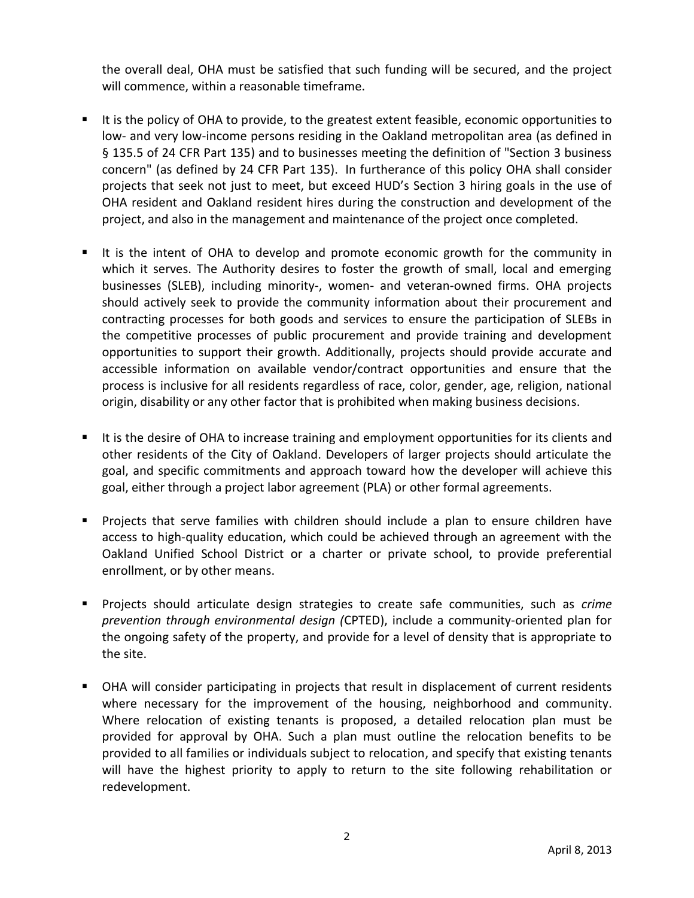the overall deal, OHA must be satisfied that such funding will be secured, and the project will commence, within a reasonable timeframe.

- It is the policy of OHA to provide, to the greatest extent feasible, economic opportunities to low- and very low-income persons residing in the Oakland metropolitan area (as defined in § 135.5 of 24 CFR Part 135) and to businesses meeting the definition of "Section 3 business concern" (as defined by 24 CFR Part 135). In furtherance of this policy OHA shall consider projects that seek not just to meet, but exceed HUD's Section 3 hiring goals in the use of OHA resident and Oakland resident hires during the construction and development of the project, and also in the management and maintenance of the project once completed.

- It is the intent of OHA to develop and promote economic growth for the community in which it serves. The Authority desires to foster the growth of small, local and emerging businesses (SLEB), including minority-, women- and veteran-owned firms. OHA projects should actively seek to provide the community information about their procurement and contracting processes for both goods and services to ensure the participation of SLEBs in the competitive processes of public procurement and provide training and development opportunities to support their growth. Additionally, projects should provide accurate and accessible information on available vendor/contract opportunities and ensure that the process is inclusive for all residents regardless of race, color, gender, age, religion, national origin, disability or any other factor that is prohibited when making business decisions.

- It is the desire of OHA to increase training and employment opportunities for its clients and other residents of the City of Oakland. Developers of larger projects should articulate the goal, and specific commitments and approach toward how the developer will achieve this goal, either through a project labor agreement (PLA) or other formal agreements.

- Projects that serve families with children should include a plan to ensure children have access to high-quality education, which could be achieved through an agreement with the Oakland Unified School District or a charter or private school, to provide preferential enrollment, or by other means.

- Projects should articulate design strategies to create safe communities, such as *crime prevention through environmental design (*CPTED), include a community-oriented plan for the ongoing safety of the property, and provide for a level of density that is appropriate to the site.

- OHA will consider participating in projects that result in displacement of current residents where necessary for the improvement of the housing, neighborhood and community. Where relocation of existing tenants is proposed, a detailed relocation plan must be provided for approval by OHA. Such a plan must outline the relocation benefits to be provided to all families or individuals subject to relocation, and specify that existing tenants will have the highest priority to apply to return to the site following rehabilitation or redevelopment.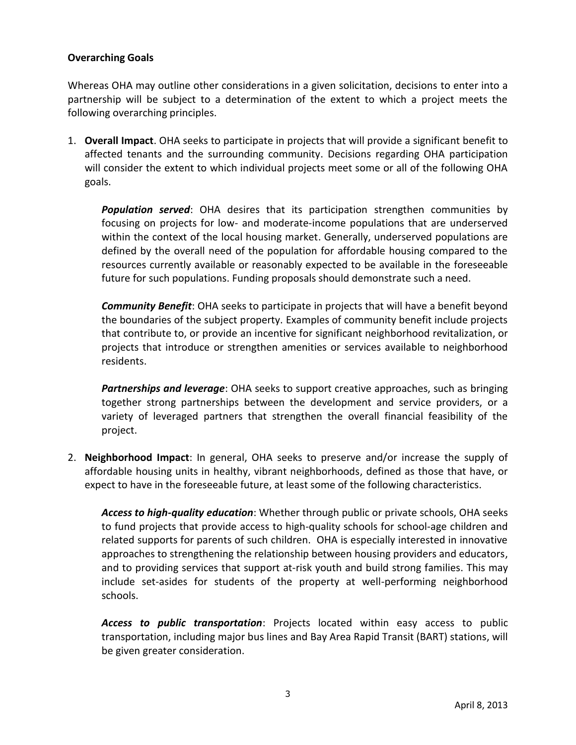**Overarching Goals**

Whereas OHA may outline other considerations in a given solicitation, decisions to enter into a partnership will be subject to a determination of the extent to which a project meets the following overarching principles.

1. **Overall Impact**. OHA seeks to participate in projects that will provide a significant benefit to affected tenants and the surrounding community. Decisions regarding OHA participation will consider the extent to which individual projects meet some or all of the following OHA goals.

   ***Population served***: OHA desires that its participation strengthen communities by focusing on projects for low- and moderate-income populations that are underserved within the context of the local housing market. Generally, underserved populations are defined by the overall need of the population for affordable housing compared to the resources currently available or reasonably expected to be available in the foreseeable future for such populations. Funding proposals should demonstrate such a need.

   ***Community Benefit***: OHA seeks to participate in projects that will have a benefit beyond the boundaries of the subject property. Examples of community benefit include projects that contribute to, or provide an incentive for significant neighborhood revitalization, or projects that introduce or strengthen amenities or services available to neighborhood residents.

   ***Partnerships and leverage***: OHA seeks to support creative approaches, such as bringing together strong partnerships between the development and service providers, or a variety of leveraged partners that strengthen the overall financial feasibility of the project.

2. **Neighborhood Impact**: In general, OHA seeks to preserve and/or increase the supply of affordable housing units in healthy, vibrant neighborhoods, defined as those that have, or expect to have in the foreseeable future, at least some of the following characteristics.

   ***Access to high-quality education***: Whether through public or private schools, OHA seeks to fund projects that provide access to high-quality schools for school-age children and related supports for parents of such children. OHA is especially interested in innovative approaches to strengthening the relationship between housing providers and educators, and to providing services that support at-risk youth and build strong families. This may include set-asides for students of the property at well-performing neighborhood schools.

   ***Access to public transportation***: Projects located within easy access to public transportation, including major bus lines and Bay Area Rapid Transit (BART) stations, will be given greater consideration.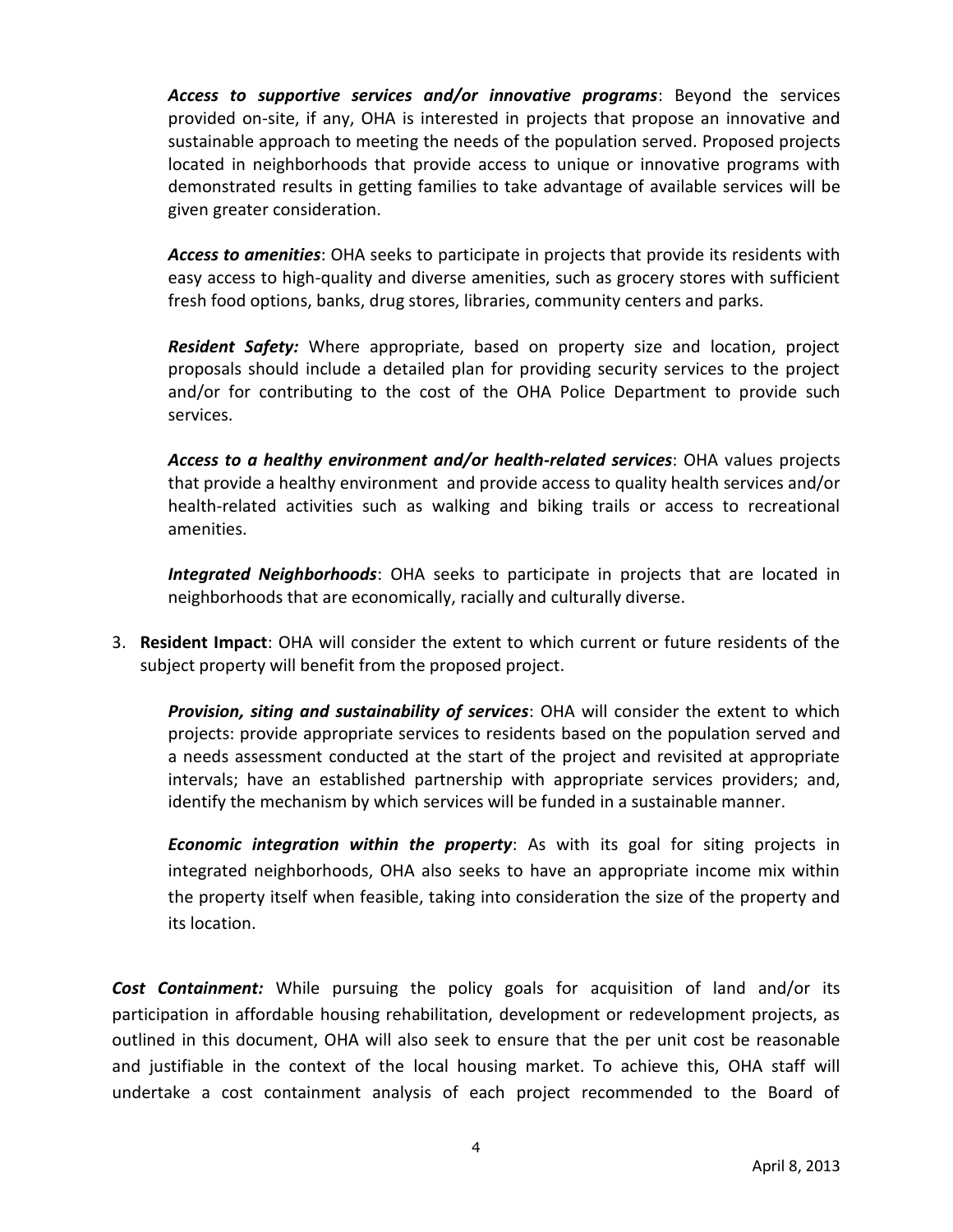***Access to supportive services and/or innovative programs***: Beyond the services provided on-site, if any, OHA is interested in projects that propose an innovative and sustainable approach to meeting the needs of the population served. Proposed projects located in neighborhoods that provide access to unique or innovative programs with demonstrated results in getting families to take advantage of available services will be given greater consideration.

***Access to amenities***: OHA seeks to participate in projects that provide its residents with easy access to high-quality and diverse amenities, such as grocery stores with sufficient fresh food options, banks, drug stores, libraries, community centers and parks.

***Resident Safety:*** Where appropriate, based on property size and location, project proposals should include a detailed plan for providing security services to the project and/or for contributing to the cost of the OHA Police Department to provide such services.

***Access to a healthy environment and/or health-related services***: OHA values projects that provide a healthy environment and provide access to quality health services and/or health-related activities such as walking and biking trails or access to recreational amenities.

***Integrated Neighborhoods***: OHA seeks to participate in projects that are located in neighborhoods that are economically, racially and culturally diverse.

3. **Resident Impact**: OHA will consider the extent to which current or future residents of the subject property will benefit from the proposed project.

   ***Provision, siting and sustainability of services***: OHA will consider the extent to which projects: provide appropriate services to residents based on the population served and a needs assessment conducted at the start of the project and revisited at appropriate intervals; have an established partnership with appropriate services providers; and, identify the mechanism by which services will be funded in a sustainable manner.

   ***Economic integration within the property***: As with its goal for siting projects in integrated neighborhoods, OHA also seeks to have an appropriate income mix within the property itself when feasible, taking into consideration the size of the property and its location.

***Cost Containment:*** While pursuing the policy goals for acquisition of land and/or its participation in affordable housing rehabilitation, development or redevelopment projects, as outlined in this document, OHA will also seek to ensure that the per unit cost be reasonable and justifiable in the context of the local housing market. To achieve this, OHA staff will undertake a cost containment analysis of each project recommended to the Board of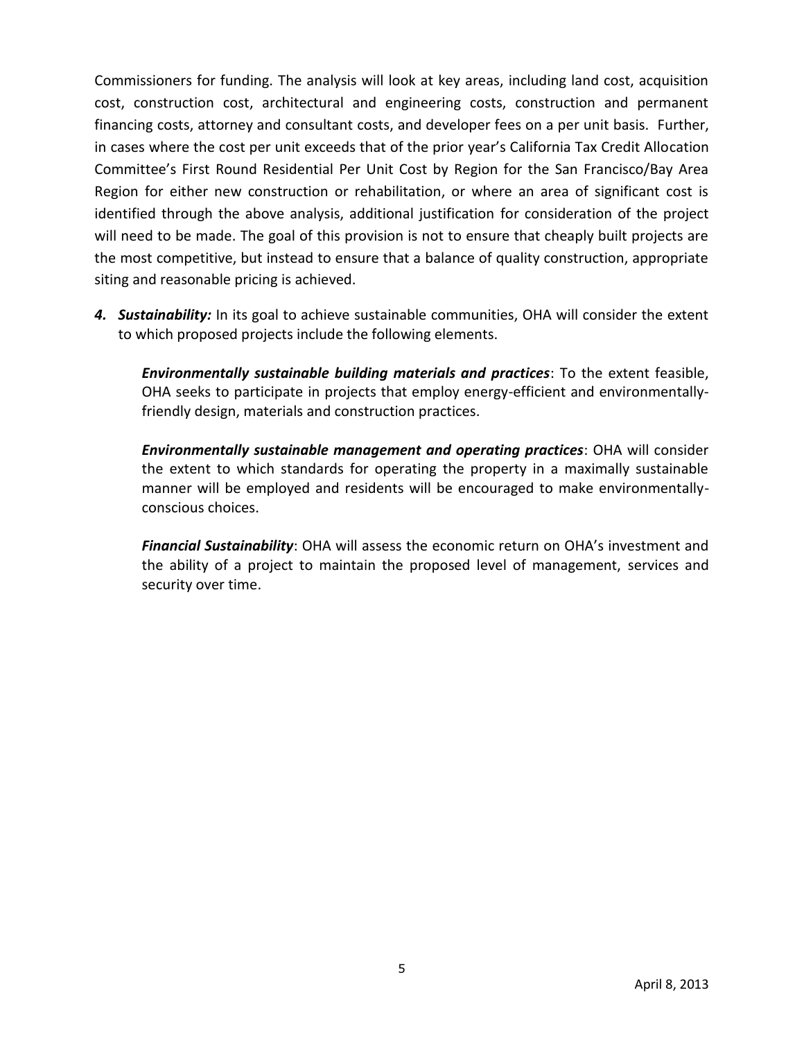Commissioners for funding. The analysis will look at key areas, including land cost, acquisition cost, construction cost, architectural and engineering costs, construction and permanent financing costs, attorney and consultant costs, and developer fees on a per unit basis. Further, in cases where the cost per unit exceeds that of the prior year's California Tax Credit Allocation Committee's First Round Residential Per Unit Cost by Region for the San Francisco/Bay Area Region for either new construction or rehabilitation, or where an area of significant cost is identified through the above analysis, additional justification for consideration of the project will need to be made. The goal of this provision is not to ensure that cheaply built projects are the most competitive, but instead to ensure that a balance of quality construction, appropriate siting and reasonable pricing is achieved.

4. ***Sustainability:*** In its goal to achieve sustainable communities, OHA will consider the extent to which proposed projects include the following elements.

   ***Environmentally sustainable building materials and practices***: To the extent feasible, OHA seeks to participate in projects that employ energy-efficient and environmentally-friendly design, materials and construction practices.

   ***Environmentally sustainable management and operating practices***: OHA will consider the extent to which standards for operating the property in a maximally sustainable manner will be employed and residents will be encouraged to make environmentally-conscious choices.

   ***Financial Sustainability***: OHA will assess the economic return on OHA's investment and the ability of a project to maintain the proposed level of management, services and security over time.

April 8, 2013